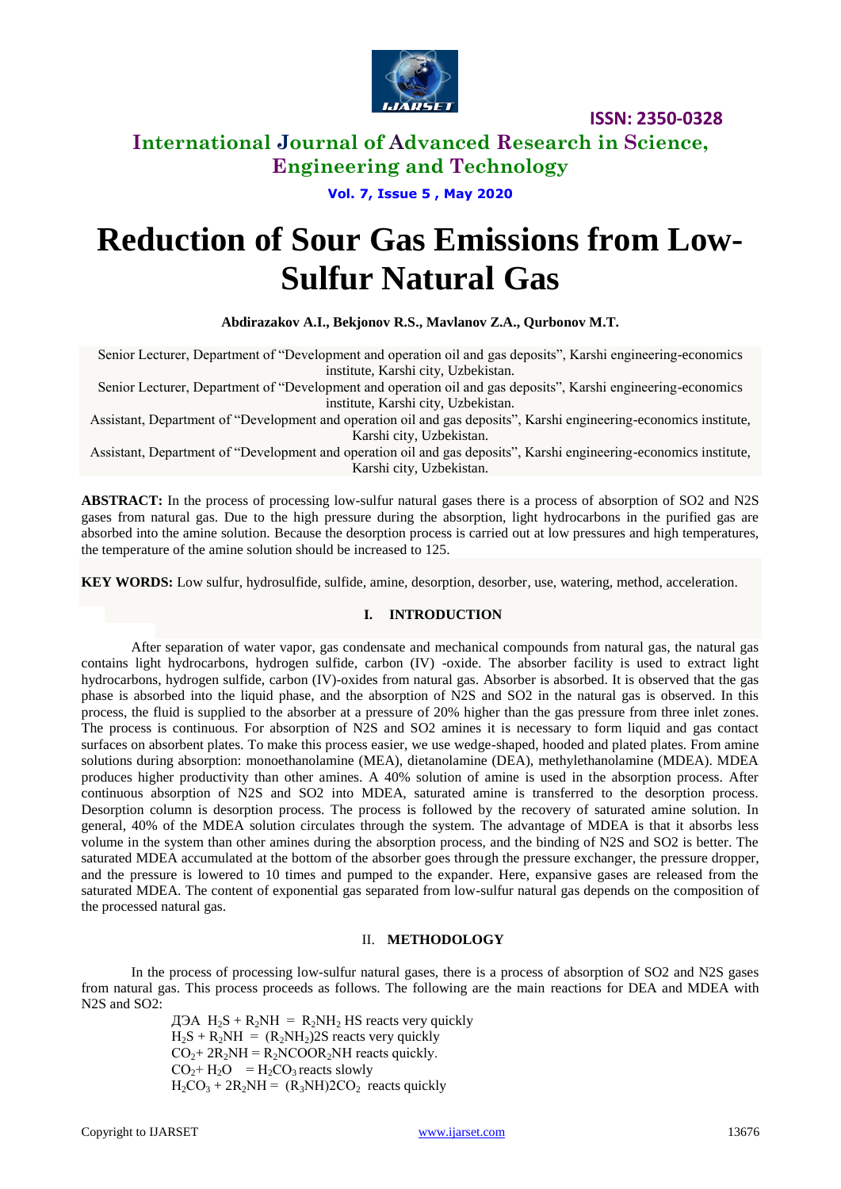# Reduction of Sour Gas Emissions from Low-Sulfur Natural Gas

**Abdirazakov A.I., Bekjonov R.S., Mavlanov Z.A., Qurbonov M.T.**

Senior Lecturer, Department of "Development and operation oil and gas deposits", Karshi engineering-economics institute, Karshi city, Uzbekistan.

Senior Lecturer, Department of "Development and operation oil and gas deposits", Karshi engineering-economics institute, Karshi city, Uzbekistan.

Assistant, Department of "Development and operation oil and gas deposits", Karshi engineering-economics institute, Karshi city, Uzbekistan.

Assistant, Department of "Development and operation oil and gas deposits", Karshi engineering-economics institute, Karshi city, Uzbekistan.

**ABSTRACT:** In the process of processing low-sulfur natural gases there is a process of absorption of SO2 and N2S gases from natural gas. Due to the high pressure during the absorption, light hydrocarbons in the purified gas are absorbed into the amine solution. Because the desorption process is carried out at low pressures and high temperatures, the temperature of the amine solution should be increased to 125.

**KEY WORDS:** Low sulfur, hydrosulfide, sulfide, amine, desorption, desorber, use, watering, method, acceleration.

## I. INTRODUCTION

After separation of water vapor, gas condensate and mechanical compounds from natural gas, the natural gas contains light hydrocarbons, hydrogen sulfide, carbon (IV) -oxide. The absorber facility is used to extract light hydrocarbons, hydrogen sulfide, carbon (IV)-oxides from natural gas. Absorber is absorbed. It is observed that the gas phase is absorbed into the liquid phase, and the absorption of N2S and SO2 in the natural gas is observed. In this process, the fluid is supplied to the absorber at a pressure of 20% higher than the gas pressure from three inlet zones. The process is continuous. For absorption of N2S and SO2 amines it is necessary to form liquid and gas contact surfaces on absorbent plates. To make this process easier, we use wedge-shaped, hooded and plated plates. From amine solutions during absorption: monoethanolamine (MEA), dietanolamine (DEA), methylethanolamine (MDEA). MDEA produces higher productivity than other amines. A 40% solution of amine is used in the absorption process. After continuous absorption of N2S and SO2 into MDEA, saturated amine is transferred to the desorption process. Desorption column is desorption process. The process is followed by the recovery of saturated amine solution. In general, 40% of the MDEA solution circulates through the system. The advantage of MDEA is that it absorbs less volume in the system than other amines during the absorption process, and the binding of N2S and SO2 is better. The saturated MDEA accumulated at the bottom of the absorber goes through the pressure exchanger, the pressure dropper, and the pressure is lowered to 10 times and pumped to the expander. Here, expansive gases are released from the saturated MDEA. The content of exponential gas separated from low-sulfur natural gas depends on the composition of the processed natural gas.

## II. METHODOLOGY

In the process of processing low-sulfur natural gases, there is a process of absorption of SO2 and N2S gases from natural gas. This process proceeds as follows. The following are the main reactions for DEA and MDEA with N2S and SO2:

ДЭА $H_2S + R_2NH = R_2NH_2HS$ reacts very quickly

$H_2S + R_2NH = (R_2NH_2)2S$ reacts very quickly

$CO_2 + 2R_2NH = R_2NCOOR_2NH$ reacts quickly.

$CO_2 + H_2O = H_2CO_3$ reacts slowly

$H_2CO_3 + 2R_2NH = (R_3NH)2CO_2$ reacts quickly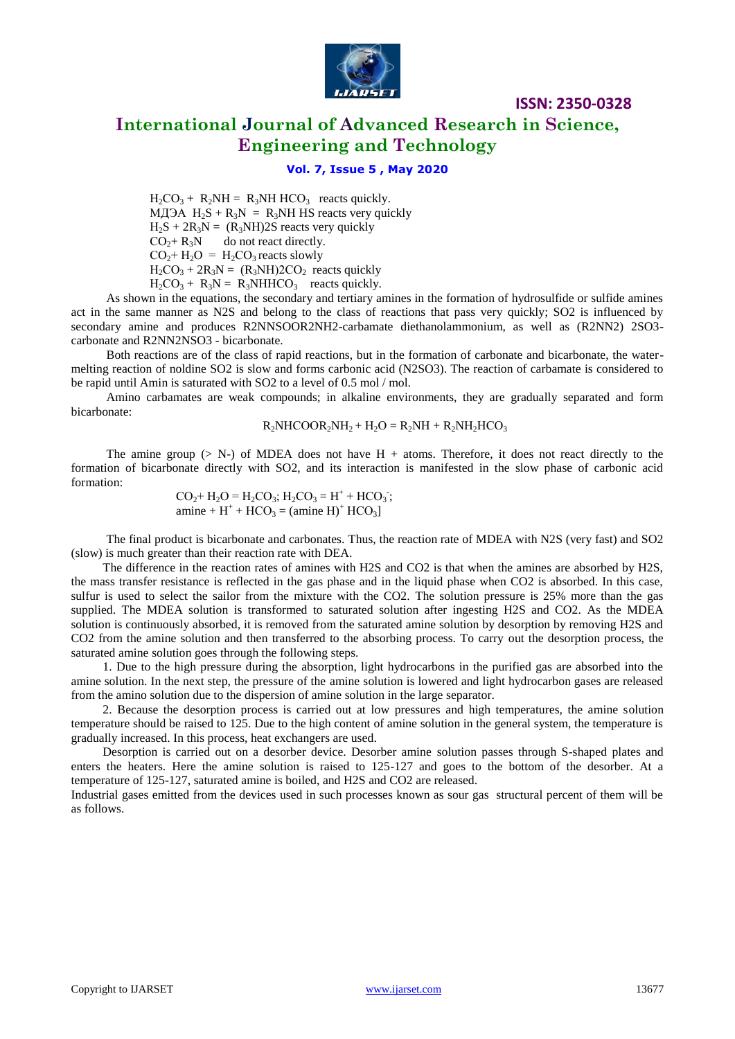$H_2CO_3 + R_2NH = R_3NH\ HCO_3$ reacts quickly.

МДЭА $H_2S + R_3N = R_3NH\ HS$ reacts very quickly

$H_2S + 2R_3N = (R_3NH)2S$ reacts very quickly

$CO_2 + R_3N$ do not react directly.

$CO_2 + H_2O = H_2CO_3$ reacts slowly

$H_2CO_3 + 2R_3N = (R_3NH)2CO_2$ reacts quickly

$H_2CO_3 + R_3N = R_3NHHCO_3$ reacts quickly.

As shown in the equations, the secondary and tertiary amines in the formation of hydrosulfide or sulfide amines act in the same manner as N2S and belong to the class of reactions that pass very quickly; SO2 is influenced by secondary amine and produces R2NNSOOR2NH2-carbamate diethanolammonium, as well as (R2NN2) 2SO3-carbonate and R2NN2NSO3 - bicarbonate.

Both reactions are of the class of rapid reactions, but in the formation of carbonate and bicarbonate, the water-melting reaction of noldine SO2 is slow and forms carbonic acid (N2SO3). The reaction of carbamate is considered to be rapid until Amin is saturated with SO2 to a level of 0.5 mol / mol.

Amino carbamates are weak compounds; in alkaline environments, they are gradually separated and form bicarbonate:

$$R_2NHCOOR_2NH_2 + H_2O = R_2NH + R_2NH_2HCO_3$$

The amine group (> N-) of MDEA does not have H + atoms. Therefore, it does not react directly to the formation of bicarbonate directly with SO2, and its interaction is manifested in the slow phase of carbonic acid formation:

$$CO_2 + H_2O = H_2CO_3;\ H_2CO_3 = H^+ + HCO_3^-;$$
$$\text{amine} + H^+ + HCO_3 = (\text{amine H})^+\ HCO_3]$$

The final product is bicarbonate and carbonates. Thus, the reaction rate of MDEA with N2S (very fast) and SO2 (slow) is much greater than their reaction rate with DEA.

The difference in the reaction rates of amines with H2S and CO2 is that when the amines are absorbed by H2S, the mass transfer resistance is reflected in the gas phase and in the liquid phase when CO2 is absorbed. In this case, sulfur is used to select the sailor from the mixture with the CO2. The solution pressure is 25% more than the gas supplied. The MDEA solution is transformed to saturated solution after ingesting H2S and CO2. As the MDEA solution is continuously absorbed, it is removed from the saturated amine solution by desorption by removing H2S and CO2 from the amine solution and then transferred to the absorbing process. To carry out the desorption process, the saturated amine solution goes through the following steps.

1. Due to the high pressure during the absorption, light hydrocarbons in the purified gas are absorbed into the amine solution. In the next step, the pressure of the amine solution is lowered and light hydrocarbon gases are released from the amino solution due to the dispersion of amine solution in the large separator.

2. Because the desorption process is carried out at low pressures and high temperatures, the amine solution temperature should be raised to 125. Due to the high content of amine solution in the general system, the temperature is gradually increased. In this process, heat exchangers are used.

Desorption is carried out on a desorber device. Desorber amine solution passes through S-shaped plates and enters the heaters. Here the amine solution is raised to 125-127 and goes to the bottom of the desorber. At a temperature of 125-127, saturated amine is boiled, and H2S and CO2 are released.

Industrial gases emitted from the devices used in such processes known as sour gas structural percent of them will be as follows.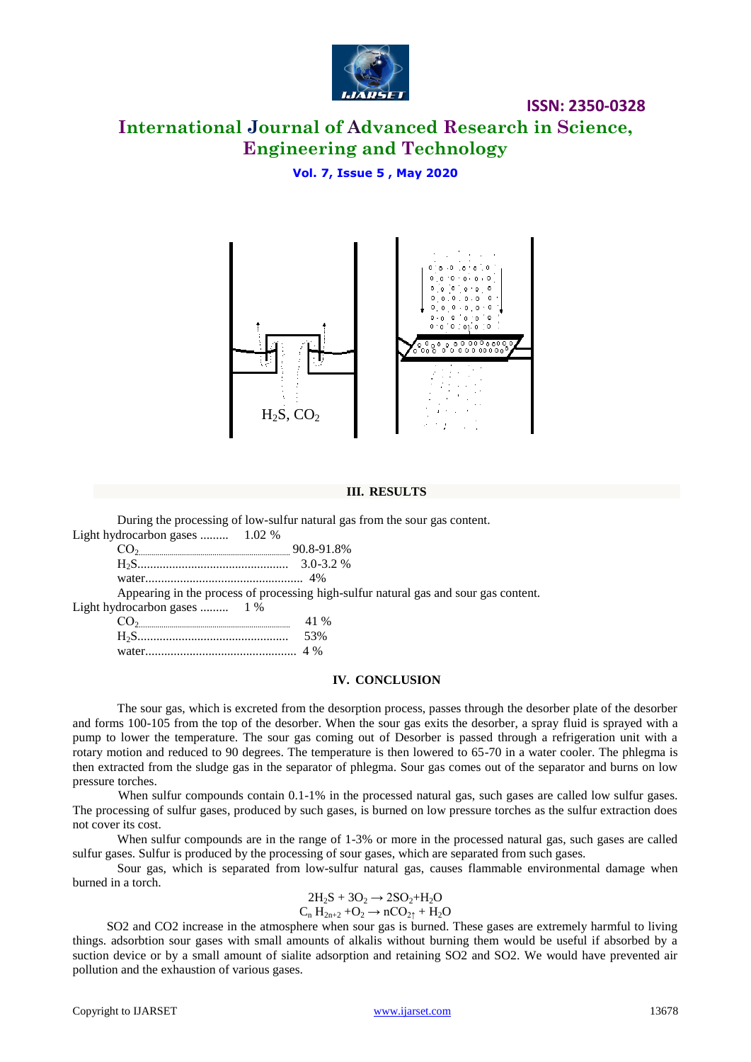$H_2S$, $CO_2$

## III. RESULTS

During the processing of low-sulfur natural gas from the sour gas content.

Light hydrocarbon gases ......... 1.02 %

$CO_2$.......... 90.8-91.8%

$H_2S$................................................ 3.0-3.2 %

water.................................................. 4%

Appearing in the process of processing high-sulfur natural gas and sour gas content.

Light hydrocarbon gases ......... 1 %

$CO_2$.......... 41 %

$H_2S$................................................ 53%

water................................................ 4 %

## IV. CONCLUSION

The sour gas, which is excreted from the desorption process, passes through the desorber plate of the desorber and forms 100-105 from the top of the desorber. When the sour gas exits the desorber, a spray fluid is sprayed with a pump to lower the temperature. The sour gas coming out of Desorber is passed through a refrigeration unit with a rotary motion and reduced to 90 degrees. The temperature is then lowered to 65-70 in a water cooler. The phlegma is then extracted from the sludge gas in the separator of phlegma. Sour gas comes out of the separator and burns on low pressure torches.

When sulfur compounds contain 0.1-1% in the processed natural gas, such gases are called low sulfur gases. The processing of sulfur gases, produced by such gases, is burned on low pressure torches as the sulfur extraction does not cover its cost.

When sulfur compounds are in the range of 1-3% or more in the processed natural gas, such gases are called sulfur gases. Sulfur is produced by the processing of sour gases, which are separated from such gases.

Sour gas, which is separated from low-sulfur natural gas, causes flammable environmental damage when burned in a torch.

$$2H_2S + 3O_2 \rightarrow 2SO_2 + H_2O$$

$$C_n H_{2n+2} + O_2 \rightarrow nCO_{2\uparrow} + H_2O$$

SO2 and CO2 increase in the atmosphere when sour gas is burned. These gases are extremely harmful to living things. adsorbtion sour gases with small amounts of alkalis without burning them would be useful if absorbed by a suction device or by a small amount of sialite adsorption and retaining SO2 and SO2. We would have prevented air pollution and the exhaustion of various gases.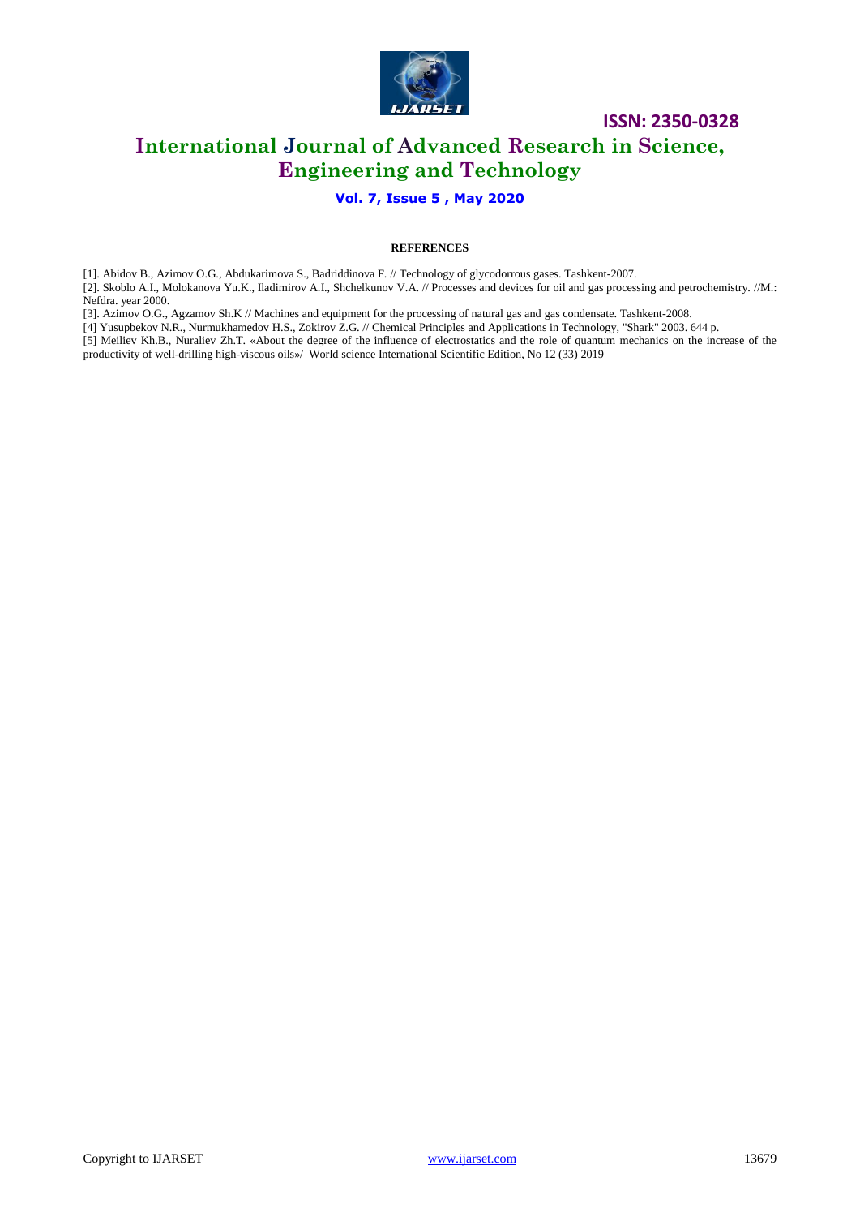**REFERENCES**

[1]. Abidov B., Azimov O.G., Abdukarimova S., Badriddinova F. // Technology of glycodorrous gases. Tashkent-2007.

[2]. Skoblo A.I., Molokanova Yu.K., Iladimirov A.I., Shchelkunov V.A. // Processes and devices for oil and gas processing and petrochemistry. //M.: Nefdra. year 2000.

[3]. Azimov O.G., Agzamov Sh.K // Machines and equipment for the processing of natural gas and gas condensate. Tashkent-2008.

[4] Yusupbekov N.R., Nurmukhamedov H.S., Zokirov Z.G. // Chemical Principles and Applications in Technology, "Shark" 2003. 644 p.

[5] Meiliev Kh.B., Nuraliev Zh.T. «About the degree of the influence of electrostatics and the role of quantum mechanics on the increase of the productivity of well-drilling high-viscous oils»/ World science International Scientific Edition, No 12 (33) 2019